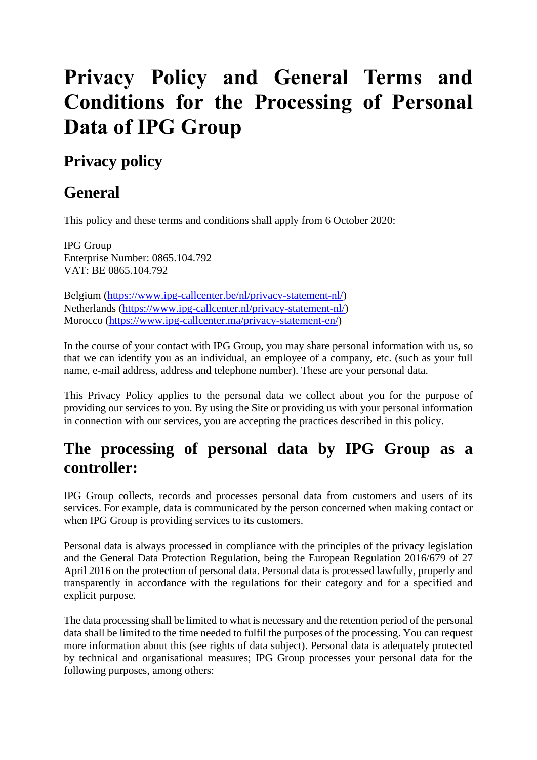# Privacy Policy and General Terms and Conditions for the Processing of Personal Data of IPG Group

## Privacy policy

## General

This policy and these terms and conditions shall apply from 6 October 2020:

IPG Group  
Enterprise Number: 0865.104.792  
VAT: BE 0865.104.792

Belgium (https://www.ipg-callcenter.be/nl/privacy-statement-nl/)  
Netherlands (https://www.ipg-callcenter.nl/privacy-statement-nl/)  
Morocco (https://www.ipg-callcenter.ma/privacy-statement-en/)

In the course of your contact with IPG Group, you may share personal information with us, so that we can identify you as an individual, an employee of a company, etc. (such as your full name, e-mail address, address and telephone number). These are your personal data.

This Privacy Policy applies to the personal data we collect about you for the purpose of providing our services to you. By using the Site or providing us with your personal information in connection with our services, you are accepting the practices described in this policy.

## The processing of personal data by IPG Group as a controller:

IPG Group collects, records and processes personal data from customers and users of its services. For example, data is communicated by the person concerned when making contact or when IPG Group is providing services to its customers.

Personal data is always processed in compliance with the principles of the privacy legislation and the General Data Protection Regulation, being the European Regulation 2016/679 of 27 April 2016 on the protection of personal data. Personal data is processed lawfully, properly and transparently in accordance with the regulations for their category and for a specified and explicit purpose.

The data processing shall be limited to what is necessary and the retention period of the personal data shall be limited to the time needed to fulfil the purposes of the processing. You can request more information about this (see rights of data subject). Personal data is adequately protected by technical and organisational measures; IPG Group processes your personal data for the following purposes, among others: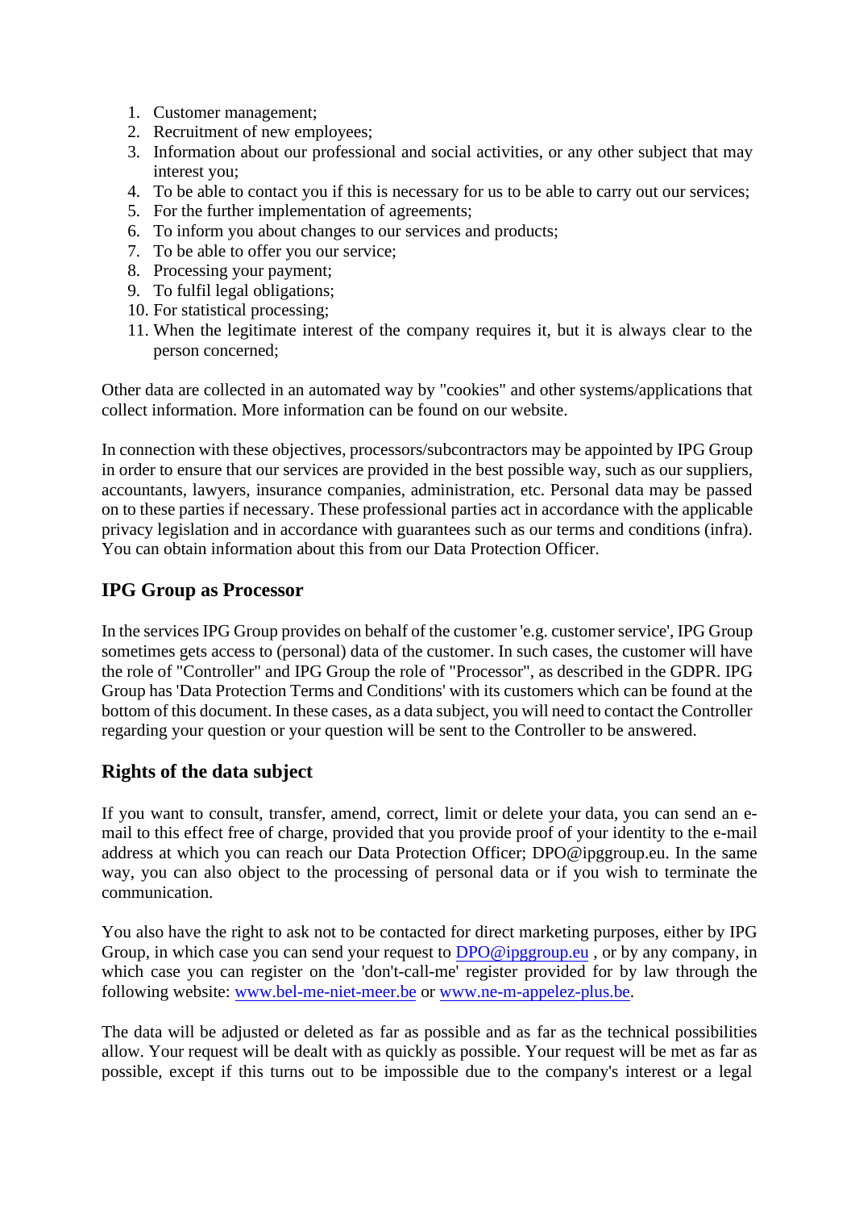1. Customer management;
2. Recruitment of new employees;
3. Information about our professional and social activities, or any other subject that may interest you;
4. To be able to contact you if this is necessary for us to be able to carry out our services;
5. For the further implementation of agreements;
6. To inform you about changes to our services and products;
7. To be able to offer you our service;
8. Processing your payment;
9. To fulfil legal obligations;
10. For statistical processing;
11. When the legitimate interest of the company requires it, but it is always clear to the person concerned;

Other data are collected in an automated way by "cookies" and other systems/applications that collect information. More information can be found on our website.

In connection with these objectives, processors/subcontractors may be appointed by IPG Group in order to ensure that our services are provided in the best possible way, such as our suppliers, accountants, lawyers, insurance companies, administration, etc. Personal data may be passed on to these parties if necessary. These professional parties act in accordance with the applicable privacy legislation and in accordance with guarantees such as our terms and conditions (infra). You can obtain information about this from our Data Protection Officer.

## IPG Group as Processor

In the services IPG Group provides on behalf of the customer 'e.g. customer service', IPG Group sometimes gets access to (personal) data of the customer. In such cases, the customer will have the role of "Controller" and IPG Group the role of "Processor", as described in the GDPR. IPG Group has 'Data Protection Terms and Conditions' with its customers which can be found at the bottom of this document. In these cases, as a data subject, you will need to contact the Controller regarding your question or your question will be sent to the Controller to be answered.

## Rights of the data subject

If you want to consult, transfer, amend, correct, limit or delete your data, you can send an e-mail to this effect free of charge, provided that you provide proof of your identity to the e-mail address at which you can reach our Data Protection Officer; DPO@ipggroup.eu. In the same way, you can also object to the processing of personal data or if you wish to terminate the communication.

You also have the right to ask not to be contacted for direct marketing purposes, either by IPG Group, in which case you can send your request to [DPO@ipggroup.eu](mailto:DPO@ipggroup.eu) , or by any company, in which case you can register on the 'don't-call-me' register provided for by law through the following website: [www.bel-me-niet-meer.be](http://www.bel-me-niet-meer.be) or [www.ne-m-appelez-plus.be](http://www.ne-m-appelez-plus.be).

The data will be adjusted or deleted as far as possible and as far as the technical possibilities allow. Your request will be dealt with as quickly as possible. Your request will be met as far as possible, except if this turns out to be impossible due to the company's interest or a legal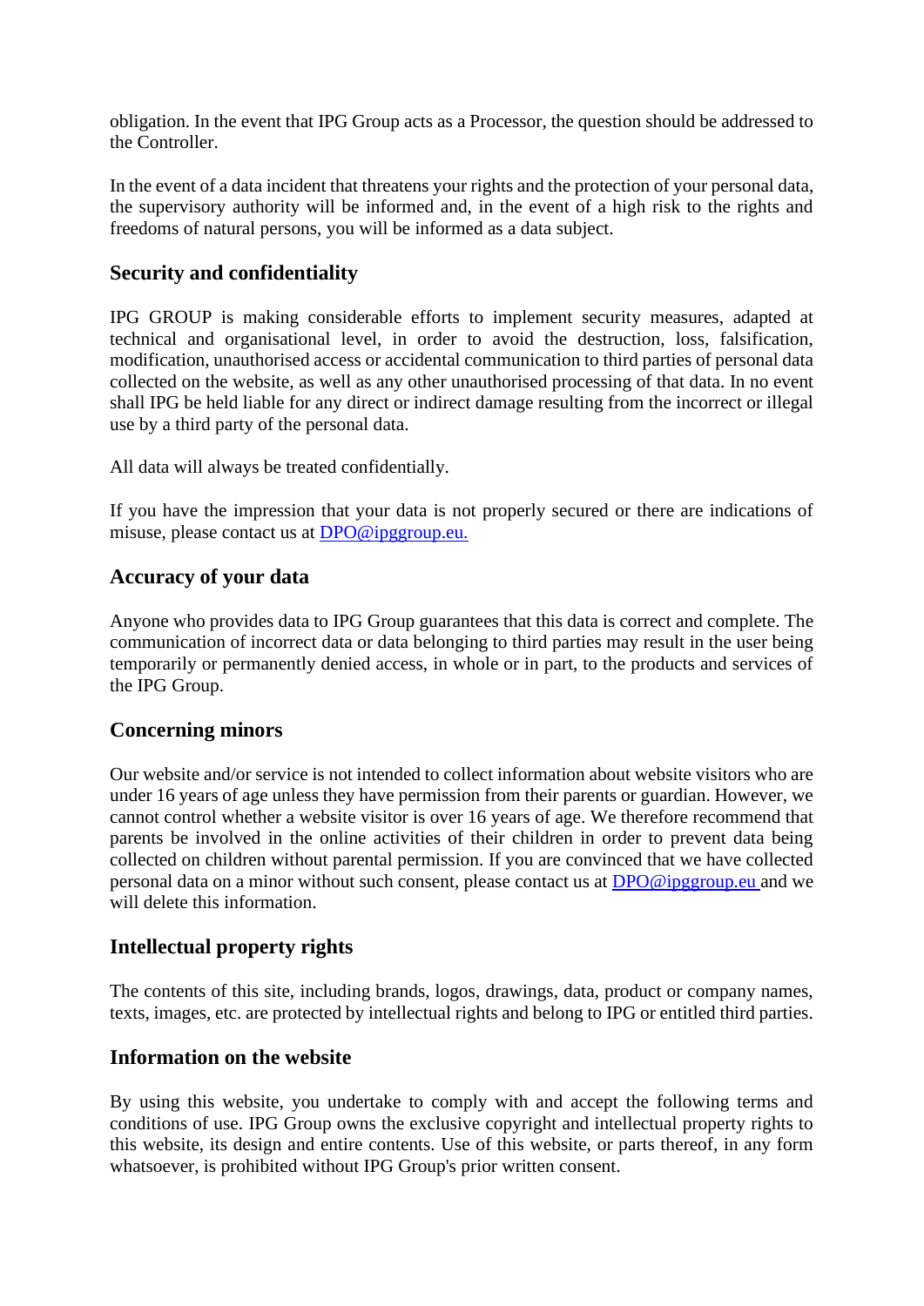obligation. In the event that IPG Group acts as a Processor, the question should be addressed to the Controller.

In the event of a data incident that threatens your rights and the protection of your personal data, the supervisory authority will be informed and, in the event of a high risk to the rights and freedoms of natural persons, you will be informed as a data subject.

## Security and confidentiality

IPG GROUP is making considerable efforts to implement security measures, adapted at technical and organisational level, in order to avoid the destruction, loss, falsification, modification, unauthorised access or accidental communication to third parties of personal data collected on the website, as well as any other unauthorised processing of that data. In no event shall IPG be held liable for any direct or indirect damage resulting from the incorrect or illegal use by a third party of the personal data.

All data will always be treated confidentially.

If you have the impression that your data is not properly secured or there are indications of misuse, please contact us at DPO@ipggroup.eu.

## Accuracy of your data

Anyone who provides data to IPG Group guarantees that this data is correct and complete. The communication of incorrect data or data belonging to third parties may result in the user being temporarily or permanently denied access, in whole or in part, to the products and services of the IPG Group.

## Concerning minors

Our website and/or service is not intended to collect information about website visitors who are under 16 years of age unless they have permission from their parents or guardian. However, we cannot control whether a website visitor is over 16 years of age. We therefore recommend that parents be involved in the online activities of their children in order to prevent data being collected on children without parental permission. If you are convinced that we have collected personal data on a minor without such consent, please contact us at DPO@ipggroup.eu and we will delete this information.

## Intellectual property rights

The contents of this site, including brands, logos, drawings, data, product or company names, texts, images, etc. are protected by intellectual rights and belong to IPG or entitled third parties.

## Information on the website

By using this website, you undertake to comply with and accept the following terms and conditions of use. IPG Group owns the exclusive copyright and intellectual property rights to this website, its design and entire contents. Use of this website, or parts thereof, in any form whatsoever, is prohibited without IPG Group's prior written consent.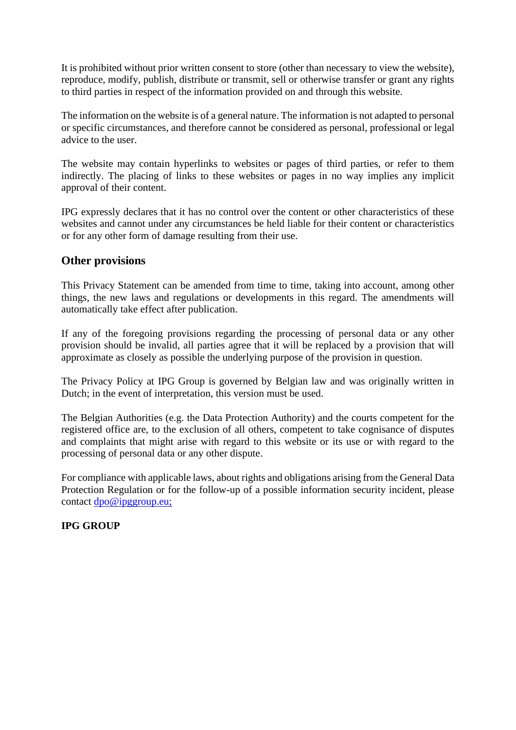It is prohibited without prior written consent to store (other than necessary to view the website), reproduce, modify, publish, distribute or transmit, sell or otherwise transfer or grant any rights to third parties in respect of the information provided on and through this website.

The information on the website is of a general nature. The information is not adapted to personal or specific circumstances, and therefore cannot be considered as personal, professional or legal advice to the user.

The website may contain hyperlinks to websites or pages of third parties, or refer to them indirectly. The placing of links to these websites or pages in no way implies any implicit approval of their content.

IPG expressly declares that it has no control over the content or other characteristics of these websites and cannot under any circumstances be held liable for their content or characteristics or for any other form of damage resulting from their use.

## Other provisions

This Privacy Statement can be amended from time to time, taking into account, among other things, the new laws and regulations or developments in this regard. The amendments will automatically take effect after publication.

If any of the foregoing provisions regarding the processing of personal data or any other provision should be invalid, all parties agree that it will be replaced by a provision that will approximate as closely as possible the underlying purpose of the provision in question.

The Privacy Policy at IPG Group is governed by Belgian law and was originally written in Dutch; in the event of interpretation, this version must be used.

The Belgian Authorities (e.g. the Data Protection Authority) and the courts competent for the registered office are, to the exclusion of all others, competent to take cognisance of disputes and complaints that might arise with regard to this website or its use or with regard to the processing of personal data or any other dispute.

For compliance with applicable laws, about rights and obligations arising from the General Data Protection Regulation or for the follow-up of a possible information security incident, please contact dpo@ipggroup.eu;

**IPG GROUP**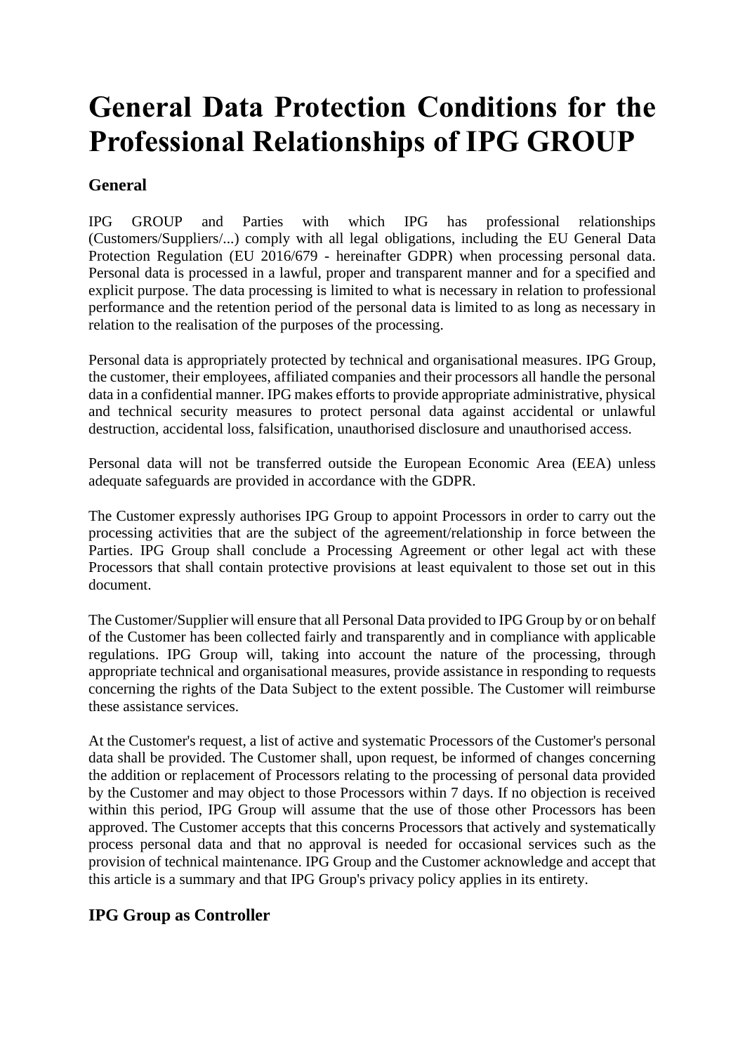# General Data Protection Conditions for the Professional Relationships of IPG GROUP

## General

IPG GROUP and Parties with which IPG has professional relationships (Customers/Suppliers/...) comply with all legal obligations, including the EU General Data Protection Regulation (EU 2016/679 - hereinafter GDPR) when processing personal data. Personal data is processed in a lawful, proper and transparent manner and for a specified and explicit purpose. The data processing is limited to what is necessary in relation to professional performance and the retention period of the personal data is limited to as long as necessary in relation to the realisation of the purposes of the processing.

Personal data is appropriately protected by technical and organisational measures. IPG Group, the customer, their employees, affiliated companies and their processors all handle the personal data in a confidential manner. IPG makes efforts to provide appropriate administrative, physical and technical security measures to protect personal data against accidental or unlawful destruction, accidental loss, falsification, unauthorised disclosure and unauthorised access.

Personal data will not be transferred outside the European Economic Area (EEA) unless adequate safeguards are provided in accordance with the GDPR.

The Customer expressly authorises IPG Group to appoint Processors in order to carry out the processing activities that are the subject of the agreement/relationship in force between the Parties. IPG Group shall conclude a Processing Agreement or other legal act with these Processors that shall contain protective provisions at least equivalent to those set out in this document.

The Customer/Supplier will ensure that all Personal Data provided to IPG Group by or on behalf of the Customer has been collected fairly and transparently and in compliance with applicable regulations. IPG Group will, taking into account the nature of the processing, through appropriate technical and organisational measures, provide assistance in responding to requests concerning the rights of the Data Subject to the extent possible. The Customer will reimburse these assistance services.

At the Customer's request, a list of active and systematic Processors of the Customer's personal data shall be provided. The Customer shall, upon request, be informed of changes concerning the addition or replacement of Processors relating to the processing of personal data provided by the Customer and may object to those Processors within 7 days. If no objection is received within this period, IPG Group will assume that the use of those other Processors has been approved. The Customer accepts that this concerns Processors that actively and systematically process personal data and that no approval is needed for occasional services such as the provision of technical maintenance. IPG Group and the Customer acknowledge and accept that this article is a summary and that IPG Group's privacy policy applies in its entirety.

## IPG Group as Controller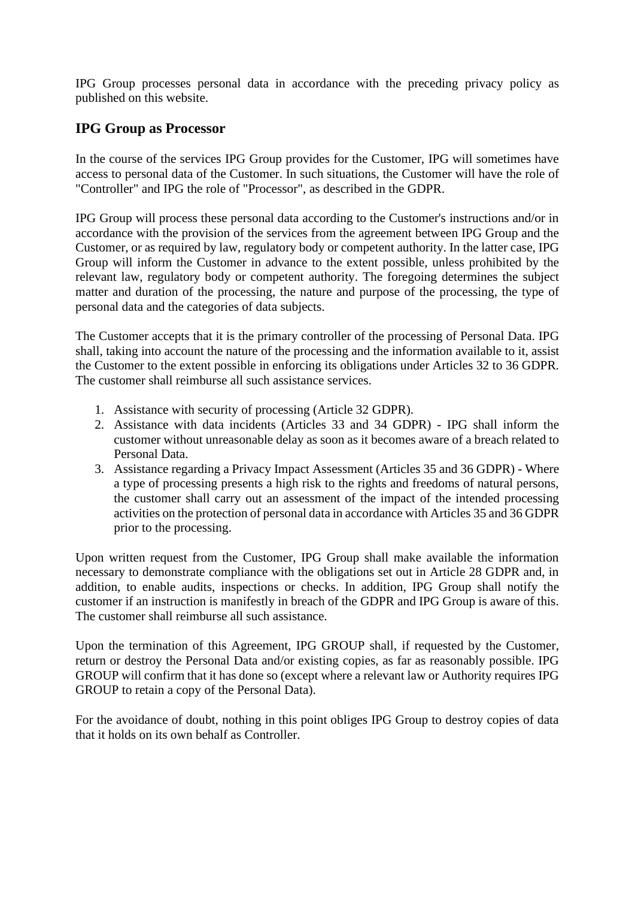IPG Group processes personal data in accordance with the preceding privacy policy as published on this website.

## IPG Group as Processor

In the course of the services IPG Group provides for the Customer, IPG will sometimes have access to personal data of the Customer. In such situations, the Customer will have the role of "Controller" and IPG the role of "Processor", as described in the GDPR.

IPG Group will process these personal data according to the Customer's instructions and/or in accordance with the provision of the services from the agreement between IPG Group and the Customer, or as required by law, regulatory body or competent authority. In the latter case, IPG Group will inform the Customer in advance to the extent possible, unless prohibited by the relevant law, regulatory body or competent authority. The foregoing determines the subject matter and duration of the processing, the nature and purpose of the processing, the type of personal data and the categories of data subjects.

The Customer accepts that it is the primary controller of the processing of Personal Data. IPG shall, taking into account the nature of the processing and the information available to it, assist the Customer to the extent possible in enforcing its obligations under Articles 32 to 36 GDPR. The customer shall reimburse all such assistance services.

1. Assistance with security of processing (Article 32 GDPR).
2. Assistance with data incidents (Articles 33 and 34 GDPR) - IPG shall inform the customer without unreasonable delay as soon as it becomes aware of a breach related to Personal Data.
3. Assistance regarding a Privacy Impact Assessment (Articles 35 and 36 GDPR) - Where a type of processing presents a high risk to the rights and freedoms of natural persons, the customer shall carry out an assessment of the impact of the intended processing activities on the protection of personal data in accordance with Articles 35 and 36 GDPR prior to the processing.

Upon written request from the Customer, IPG Group shall make available the information necessary to demonstrate compliance with the obligations set out in Article 28 GDPR and, in addition, to enable audits, inspections or checks. In addition, IPG Group shall notify the customer if an instruction is manifestly in breach of the GDPR and IPG Group is aware of this. The customer shall reimburse all such assistance.

Upon the termination of this Agreement, IPG GROUP shall, if requested by the Customer, return or destroy the Personal Data and/or existing copies, as far as reasonably possible. IPG GROUP will confirm that it has done so (except where a relevant law or Authority requires IPG GROUP to retain a copy of the Personal Data).

For the avoidance of doubt, nothing in this point obliges IPG Group to destroy copies of data that it holds on its own behalf as Controller.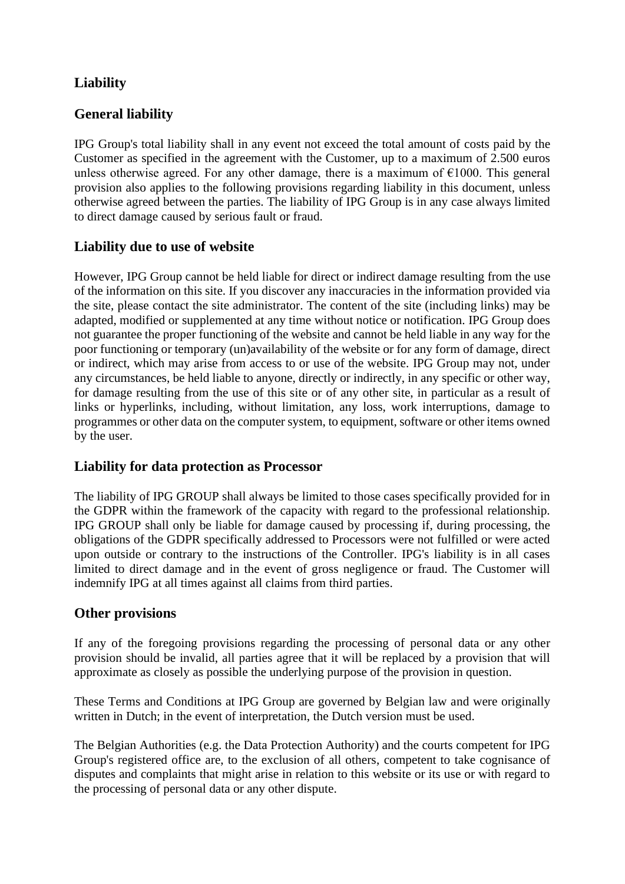## Liability

### General liability

IPG Group's total liability shall in any event not exceed the total amount of costs paid by the Customer as specified in the agreement with the Customer, up to a maximum of 2.500 euros unless otherwise agreed. For any other damage, there is a maximum of €1000. This general provision also applies to the following provisions regarding liability in this document, unless otherwise agreed between the parties. The liability of IPG Group is in any case always limited to direct damage caused by serious fault or fraud.

### Liability due to use of website

However, IPG Group cannot be held liable for direct or indirect damage resulting from the use of the information on this site. If you discover any inaccuracies in the information provided via the site, please contact the site administrator. The content of the site (including links) may be adapted, modified or supplemented at any time without notice or notification. IPG Group does not guarantee the proper functioning of the website and cannot be held liable in any way for the poor functioning or temporary (un)availability of the website or for any form of damage, direct or indirect, which may arise from access to or use of the website. IPG Group may not, under any circumstances, be held liable to anyone, directly or indirectly, in any specific or other way, for damage resulting from the use of this site or of any other site, in particular as a result of links or hyperlinks, including, without limitation, any loss, work interruptions, damage to programmes or other data on the computer system, to equipment, software or other items owned by the user.

### Liability for data protection as Processor

The liability of IPG GROUP shall always be limited to those cases specifically provided for in the GDPR within the framework of the capacity with regard to the professional relationship. IPG GROUP shall only be liable for damage caused by processing if, during processing, the obligations of the GDPR specifically addressed to Processors were not fulfilled or were acted upon outside or contrary to the instructions of the Controller. IPG's liability is in all cases limited to direct damage and in the event of gross negligence or fraud. The Customer will indemnify IPG at all times against all claims from third parties.

### Other provisions

If any of the foregoing provisions regarding the processing of personal data or any other provision should be invalid, all parties agree that it will be replaced by a provision that will approximate as closely as possible the underlying purpose of the provision in question.

These Terms and Conditions at IPG Group are governed by Belgian law and were originally written in Dutch; in the event of interpretation, the Dutch version must be used.

The Belgian Authorities (e.g. the Data Protection Authority) and the courts competent for IPG Group's registered office are, to the exclusion of all others, competent to take cognisance of disputes and complaints that might arise in relation to this website or its use or with regard to the processing of personal data or any other dispute.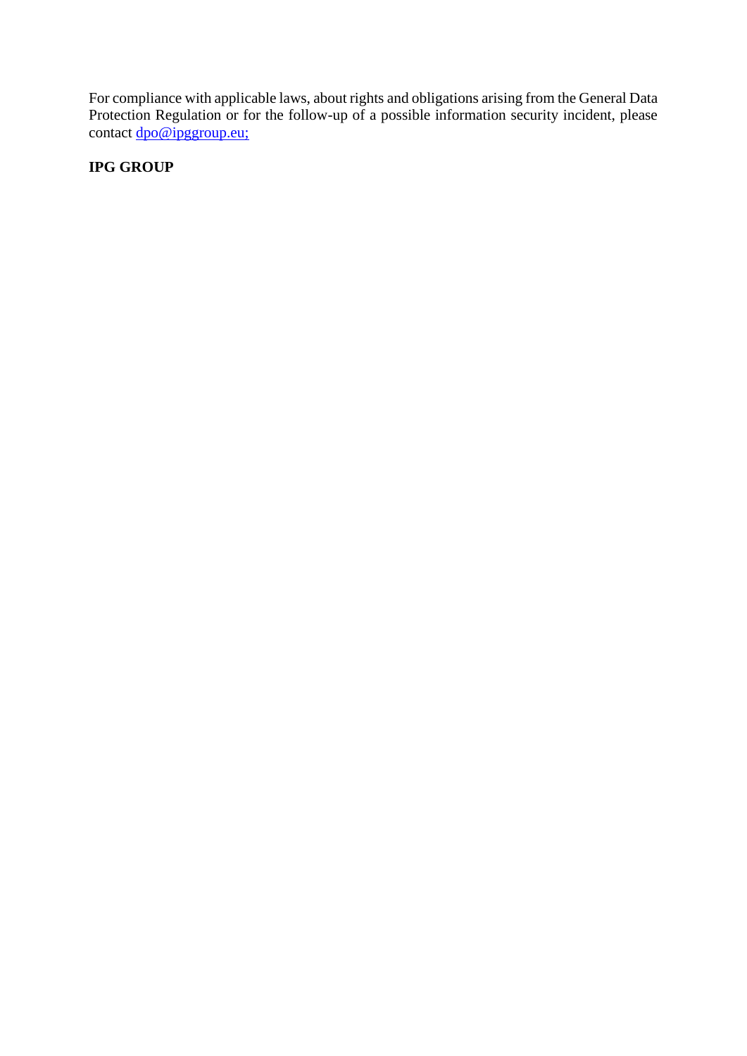For compliance with applicable laws, about rights and obligations arising from the General Data Protection Regulation or for the follow-up of a possible information security incident, please contact dpo@ipggroup.eu;

**IPG GROUP**